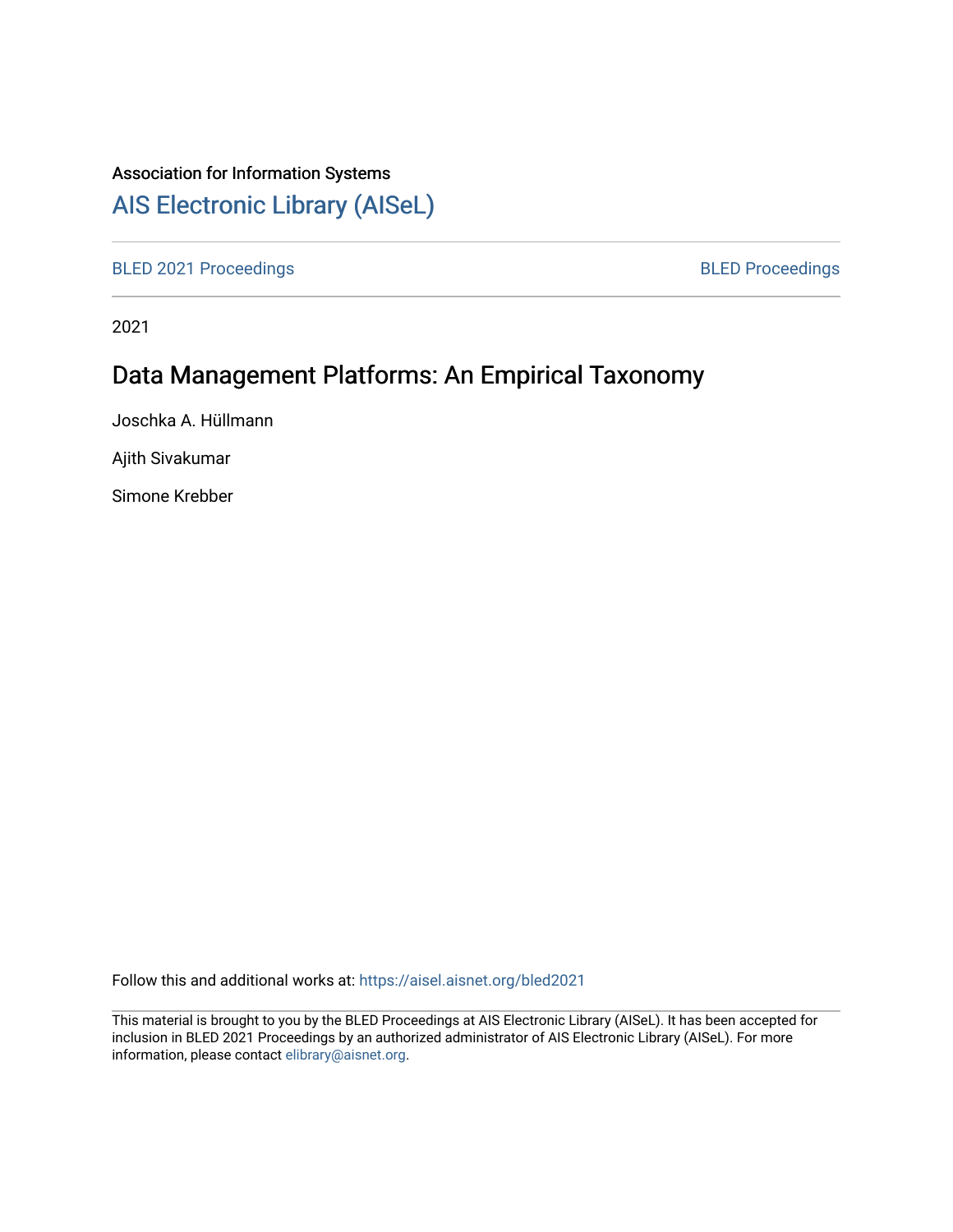Association for Information Systems

# AIS Electronic Library (AISeL)

BLED 2021 Proceedings

BLED Proceedings

2021

## Data Management Platforms: An Empirical Taxonomy

Joschka A. Hüllmann

Ajith Sivakumar

Simone Krebber

Follow this and additional works at: https://aisel.aisnet.org/bled2021

This material is brought to you by the BLED Proceedings at AIS Electronic Library (AISeL). It has been accepted for inclusion in BLED 2021 Proceedings by an authorized administrator of AIS Electronic Library (AISeL). For more information, please contact elibrary@aisnet.org.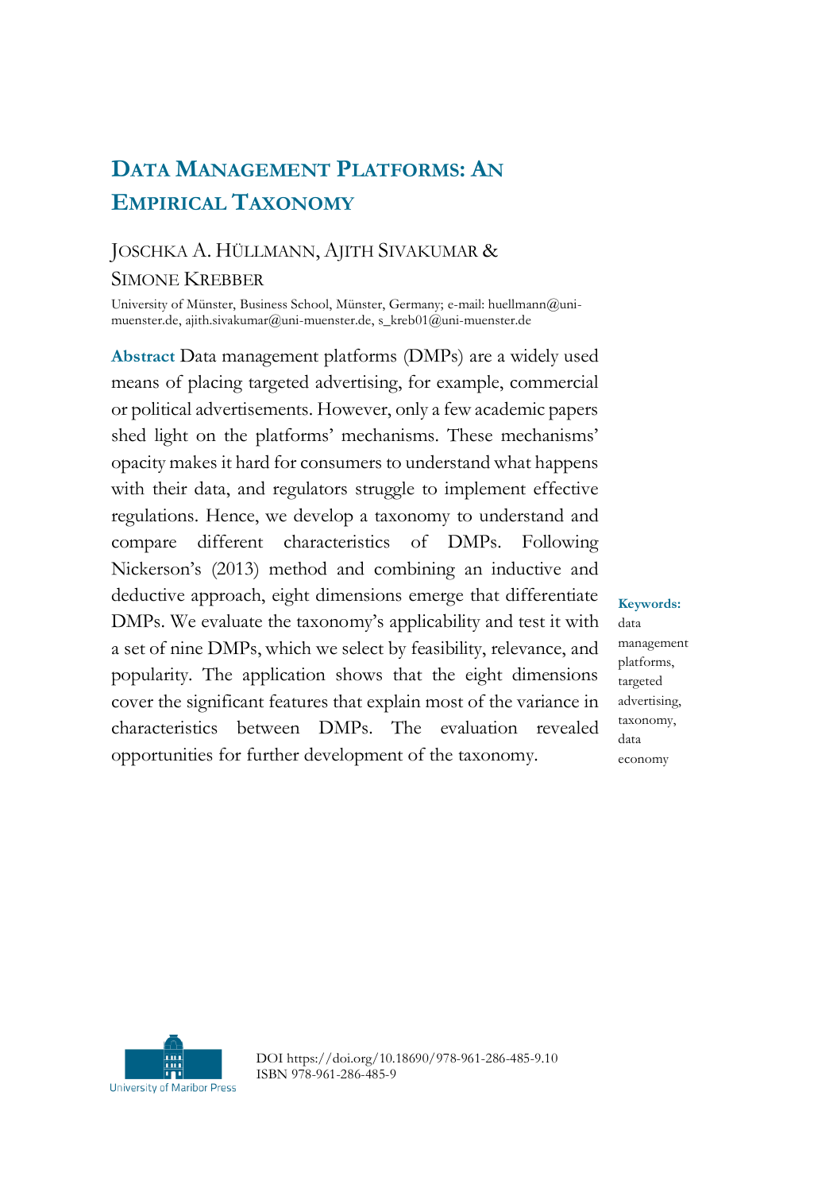# Data Management Platforms: An Empirical Taxonomy

Joschka A. Hüllmann, Ajith Sivakumar & Simone Krebber

University of Münster, Business School, Münster, Germany; e-mail: huellmann@uni-muenster.de, ajith.sivakumar@uni-muenster.de, s_kreb01@uni-muenster.de

**Abstract** Data management platforms (DMPs) are a widely used means of placing targeted advertising, for example, commercial or political advertisements. However, only a few academic papers shed light on the platforms' mechanisms. These mechanisms' opacity makes it hard for consumers to understand what happens with their data, and regulators struggle to implement effective regulations. Hence, we develop a taxonomy to understand and compare different characteristics of DMPs. Following Nickerson's (2013) method and combining an inductive and deductive approach, eight dimensions emerge that differentiate DMPs. We evaluate the taxonomy's applicability and test it with a set of nine DMPs, which we select by feasibility, relevance, and popularity. The application shows that the eight dimensions cover the significant features that explain most of the variance in characteristics between DMPs. The evaluation revealed opportunities for further development of the taxonomy.

**Keywords:** data management platforms, targeted advertising, taxonomy, data economy

DOI https://doi.org/10.18690/978-961-286-485-9.10
ISBN 978-961-286-485-9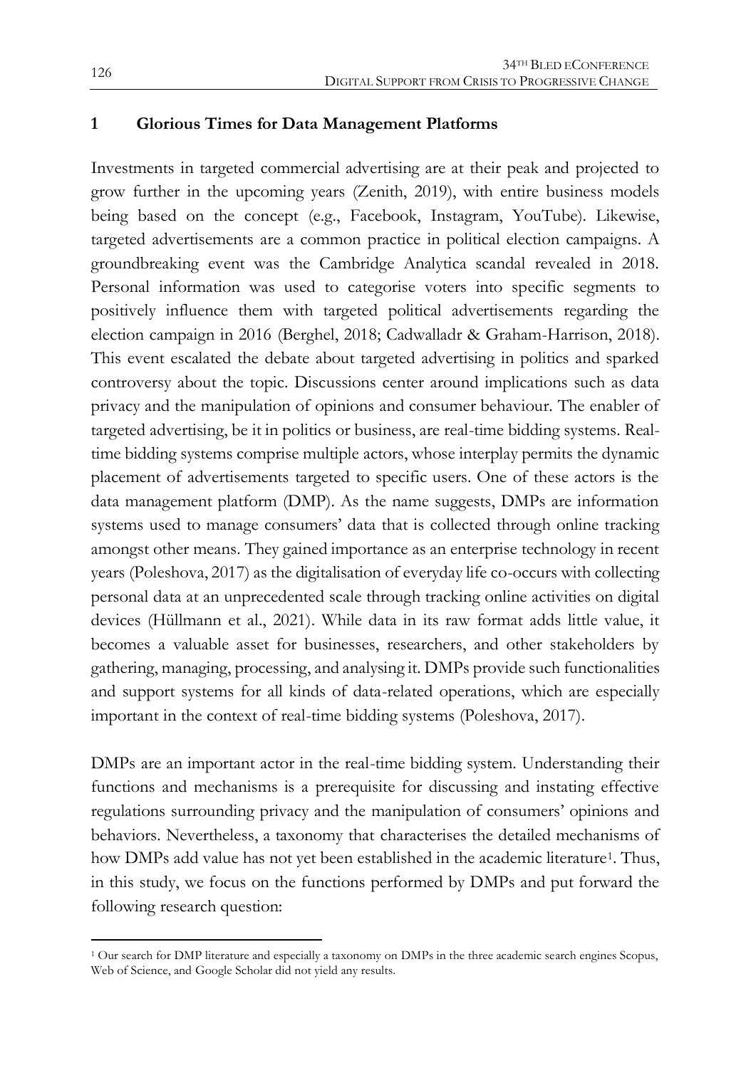## 1 Glorious Times for Data Management Platforms

Investments in targeted commercial advertising are at their peak and projected to grow further in the upcoming years (Zenith, 2019), with entire business models being based on the concept (e.g., Facebook, Instagram, YouTube). Likewise, targeted advertisements are a common practice in political election campaigns. A groundbreaking event was the Cambridge Analytica scandal revealed in 2018. Personal information was used to categorise voters into specific segments to positively influence them with targeted political advertisements regarding the election campaign in 2016 (Berghel, 2018; Cadwalladr & Graham-Harrison, 2018). This event escalated the debate about targeted advertising in politics and sparked controversy about the topic. Discussions center around implications such as data privacy and the manipulation of opinions and consumer behaviour. The enabler of targeted advertising, be it in politics or business, are real-time bidding systems. Real-time bidding systems comprise multiple actors, whose interplay permits the dynamic placement of advertisements targeted to specific users. One of these actors is the data management platform (DMP). As the name suggests, DMPs are information systems used to manage consumers' data that is collected through online tracking amongst other means. They gained importance as an enterprise technology in recent years (Poleshova, 2017) as the digitalisation of everyday life co-occurs with collecting personal data at an unprecedented scale through tracking online activities on digital devices (Hüllmann et al., 2021). While data in its raw format adds little value, it becomes a valuable asset for businesses, researchers, and other stakeholders by gathering, managing, processing, and analysing it. DMPs provide such functionalities and support systems for all kinds of data-related operations, which are especially important in the context of real-time bidding systems (Poleshova, 2017).

DMPs are an important actor in the real-time bidding system. Understanding their functions and mechanisms is a prerequisite for discussing and instating effective regulations surrounding privacy and the manipulation of consumers' opinions and behaviors. Nevertheless, a taxonomy that characterises the detailed mechanisms of how DMPs add value has not yet been established in the academic literature[1]. Thus, in this study, we focus on the functions performed by DMPs and put forward the following research question:

[1] Our search for DMP literature and especially a taxonomy on DMPs in the three academic search engines Scopus, Web of Science, and Google Scholar did not yield any results.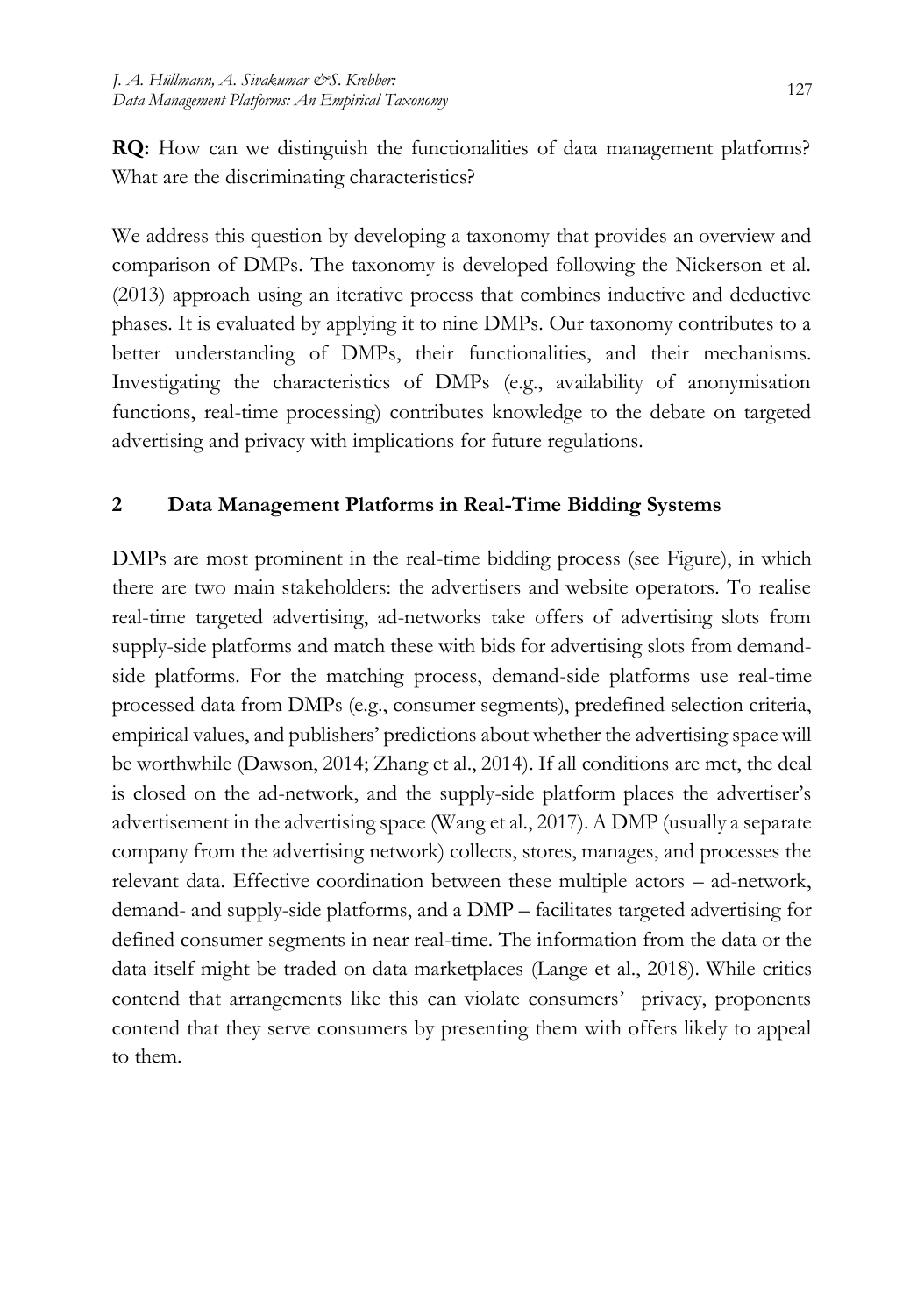**RQ:** How can we distinguish the functionalities of data management platforms? What are the discriminating characteristics?

We address this question by developing a taxonomy that provides an overview and comparison of DMPs. The taxonomy is developed following the Nickerson et al. (2013) approach using an iterative process that combines inductive and deductive phases. It is evaluated by applying it to nine DMPs. Our taxonomy contributes to a better understanding of DMPs, their functionalities, and their mechanisms. Investigating the characteristics of DMPs (e.g., availability of anonymisation functions, real-time processing) contributes knowledge to the debate on targeted advertising and privacy with implications for future regulations.

## 2 Data Management Platforms in Real-Time Bidding Systems

DMPs are most prominent in the real-time bidding process (see Figure), in which there are two main stakeholders: the advertisers and website operators. To realise real-time targeted advertising, ad-networks take offers of advertising slots from supply-side platforms and match these with bids for advertising slots from demand-side platforms. For the matching process, demand-side platforms use real-time processed data from DMPs (e.g., consumer segments), predefined selection criteria, empirical values, and publishers' predictions about whether the advertising space will be worthwhile (Dawson, 2014; Zhang et al., 2014). If all conditions are met, the deal is closed on the ad-network, and the supply-side platform places the advertiser's advertisement in the advertising space (Wang et al., 2017). A DMP (usually a separate company from the advertising network) collects, stores, manages, and processes the relevant data. Effective coordination between these multiple actors – ad-network, demand- and supply-side platforms, and a DMP – facilitates targeted advertising for defined consumer segments in near real-time. The information from the data or the data itself might be traded on data marketplaces (Lange et al., 2018). While critics contend that arrangements like this can violate consumers' privacy, proponents contend that they serve consumers by presenting them with offers likely to appeal to them.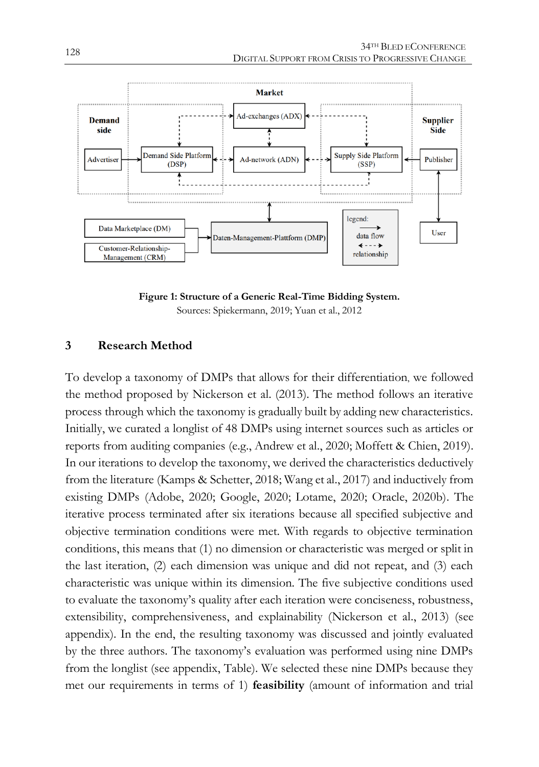Figure 1: Structure of a Generic Real-Time Bidding System.

Sources: Spiekermann, 2019; Yuan et al., 2012

## 3 Research Method

To develop a taxonomy of DMPs that allows for their differentiation, we followed the method proposed by Nickerson et al. (2013). The method follows an iterative process through which the taxonomy is gradually built by adding new characteristics. Initially, we curated a longlist of 48 DMPs using internet sources such as articles or reports from auditing companies (e.g., Andrew et al., 2020; Moffett & Chien, 2019). In our iterations to develop the taxonomy, we derived the characteristics deductively from the literature (Kamps & Schetter, 2018; Wang et al., 2017) and inductively from existing DMPs (Adobe, 2020; Google, 2020; Lotame, 2020; Oracle, 2020b). The iterative process terminated after six iterations because all specified subjective and objective termination conditions were met. With regards to objective termination conditions, this means that (1) no dimension or characteristic was merged or split in the last iteration, (2) each dimension was unique and did not repeat, and (3) each characteristic was unique within its dimension. The five subjective conditions used to evaluate the taxonomy's quality after each iteration were conciseness, robustness, extensibility, comprehensiveness, and explainability (Nickerson et al., 2013) (see appendix). In the end, the resulting taxonomy was discussed and jointly evaluated by the three authors. The taxonomy's evaluation was performed using nine DMPs from the longlist (see appendix, Table). We selected these nine DMPs because they met our requirements in terms of 1) **feasibility** (amount of information and trial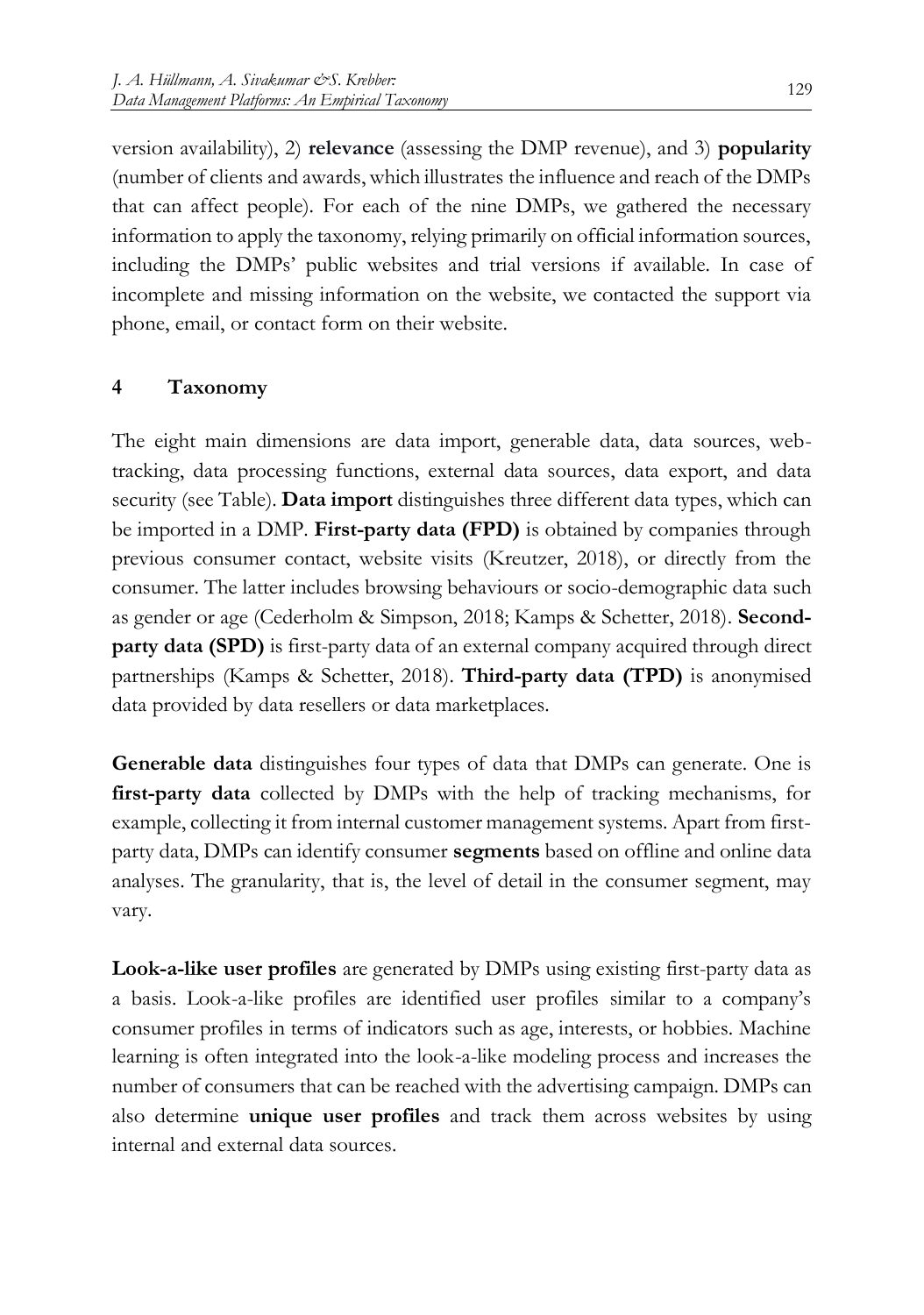version availability), 2) **relevance** (assessing the DMP revenue), and 3) **popularity** (number of clients and awards, which illustrates the influence and reach of the DMPs that can affect people). For each of the nine DMPs, we gathered the necessary information to apply the taxonomy, relying primarily on official information sources, including the DMPs' public websites and trial versions if available. In case of incomplete and missing information on the website, we contacted the support via phone, email, or contact form on their website.

## 4 Taxonomy

The eight main dimensions are data import, generable data, data sources, web-tracking, data processing functions, external data sources, data export, and data security (see Table). **Data import** distinguishes three different data types, which can be imported in a DMP. **First-party data (FPD)** is obtained by companies through previous consumer contact, website visits (Kreutzer, 2018), or directly from the consumer. The latter includes browsing behaviours or socio-demographic data such as gender or age (Cederholm & Simpson, 2018; Kamps & Schetter, 2018). **Second-party data (SPD)** is first-party data of an external company acquired through direct partnerships (Kamps & Schetter, 2018). **Third-party data (TPD)** is anonymised data provided by data resellers or data marketplaces.

**Generable data** distinguishes four types of data that DMPs can generate. One is **first-party data** collected by DMPs with the help of tracking mechanisms, for example, collecting it from internal customer management systems. Apart from first-party data, DMPs can identify consumer **segments** based on offline and online data analyses. The granularity, that is, the level of detail in the consumer segment, may vary.

**Look-a-like user profiles** are generated by DMPs using existing first-party data as a basis. Look-a-like profiles are identified user profiles similar to a company's consumer profiles in terms of indicators such as age, interests, or hobbies. Machine learning is often integrated into the look-a-like modeling process and increases the number of consumers that can be reached with the advertising campaign. DMPs can also determine **unique user profiles** and track them across websites by using internal and external data sources.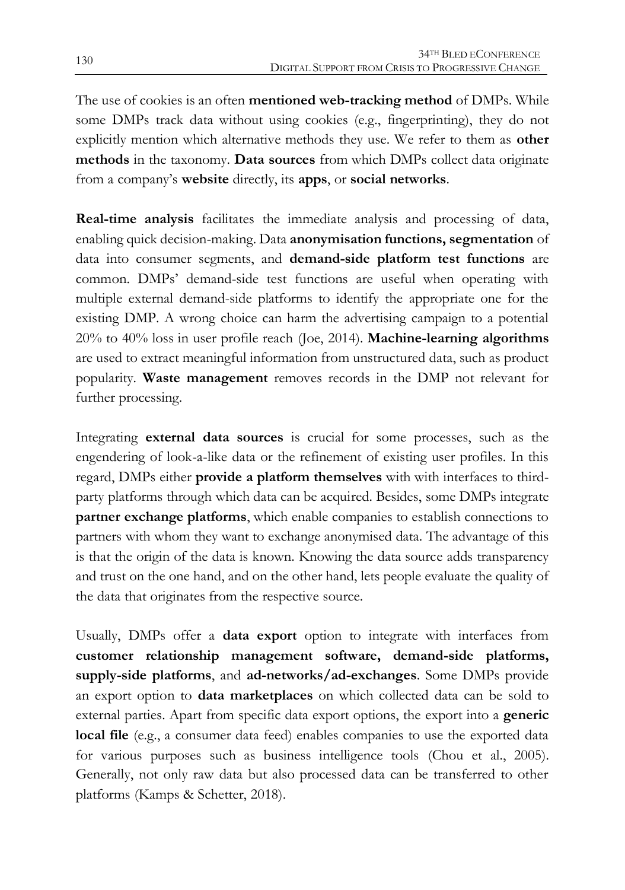The use of cookies is an often **mentioned web-tracking method** of DMPs. While some DMPs track data without using cookies (e.g., fingerprinting), they do not explicitly mention which alternative methods they use. We refer to them as **other methods** in the taxonomy. **Data sources** from which DMPs collect data originate from a company's **website** directly, its **apps**, or **social networks**.

**Real-time analysis** facilitates the immediate analysis and processing of data, enabling quick decision-making. Data **anonymisation functions, segmentation** of data into consumer segments, and **demand-side platform test functions** are common. DMPs' demand-side test functions are useful when operating with multiple external demand-side platforms to identify the appropriate one for the existing DMP. A wrong choice can harm the advertising campaign to a potential 20% to 40% loss in user profile reach (Joe, 2014). **Machine-learning algorithms** are used to extract meaningful information from unstructured data, such as product popularity. **Waste management** removes records in the DMP not relevant for further processing.

Integrating **external data sources** is crucial for some processes, such as the engendering of look-a-like data or the refinement of existing user profiles. In this regard, DMPs either **provide a platform themselves** with with interfaces to third-party platforms through which data can be acquired. Besides, some DMPs integrate **partner exchange platforms**, which enable companies to establish connections to partners with whom they want to exchange anonymised data. The advantage of this is that the origin of the data is known. Knowing the data source adds transparency and trust on the one hand, and on the other hand, lets people evaluate the quality of the data that originates from the respective source.

Usually, DMPs offer a **data export** option to integrate with interfaces from **customer relationship management software, demand-side platforms, supply-side platforms**, and **ad-networks/ad-exchanges**. Some DMPs provide an export option to **data marketplaces** on which collected data can be sold to external parties. Apart from specific data export options, the export into a **generic local file** (e.g., a consumer data feed) enables companies to use the exported data for various purposes such as business intelligence tools (Chou et al., 2005). Generally, not only raw data but also processed data can be transferred to other platforms (Kamps & Schetter, 2018).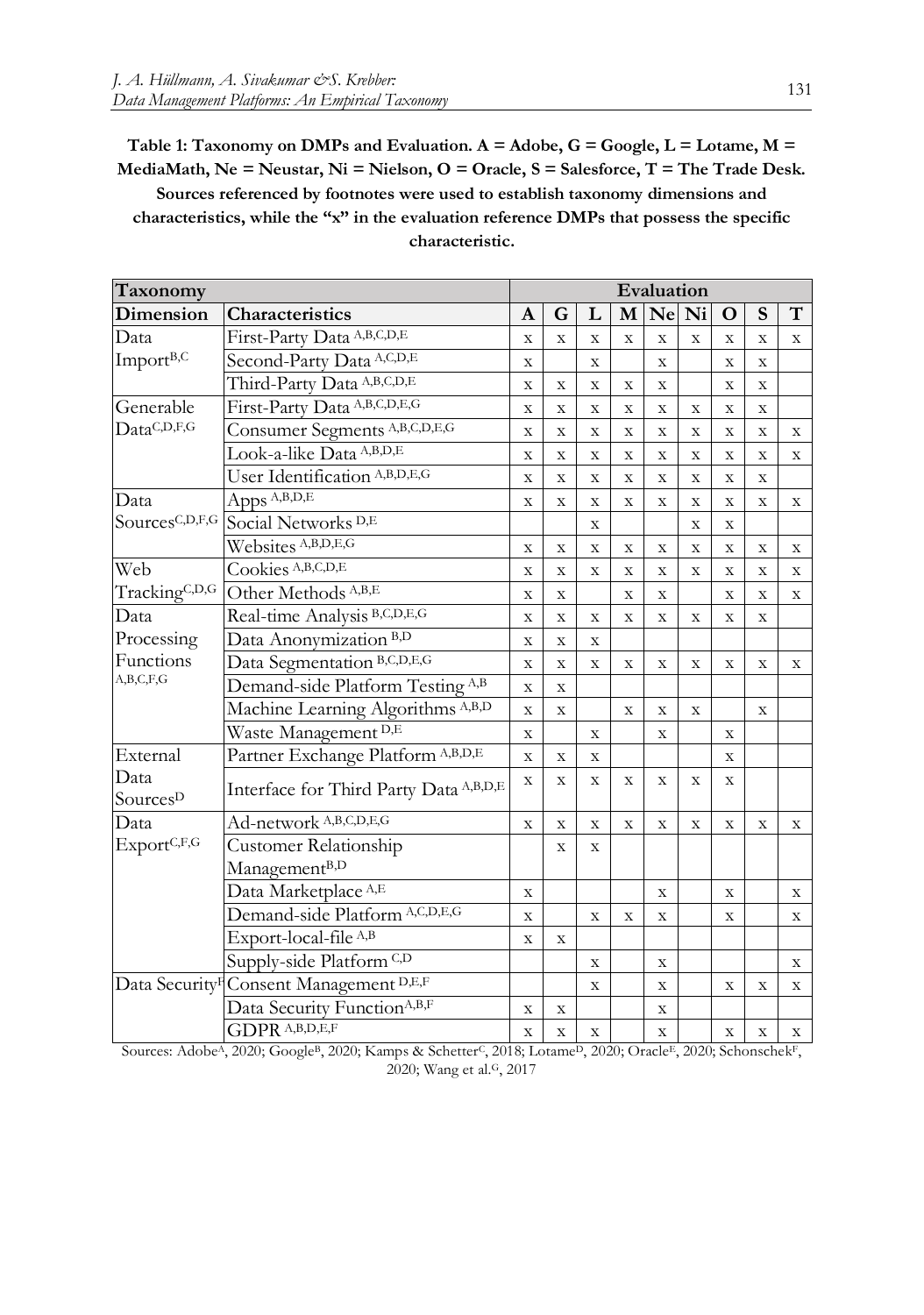**Table 1: Taxonomy on DMPs and Evaluation. A = Adobe, G = Google, L = Lotame, M = MediaMath, Ne = Neustar, Ni = Nielson, O = Oracle, S = Salesforce, T = The Trade Desk. Sources referenced by footnotes were used to establish taxonomy dimensions and characteristics, while the "x" in the evaluation reference DMPs that possess the specific characteristic.**

| Taxonomy | | Evaluation | | | | | | | | |
|---|---|---|---|---|---|---|---|---|---|---|
| **Dimension** | **Characteristics** | **A** | **G** | **L** | **M** | **Ne** | **Ni** | **O** | **S** | **T** |
| Data Import[B,C] | First-Party Data [A,B,C,D,E] | x | x | x | x | x | x | x | x | x |
| | Second-Party Data [A,C,D,E] | x | | x | | x | | x | x | |
| | Third-Party Data [A,B,C,D,E] | x | x | x | x | x | | x | x | |
| Generable Data[C,D,F,G] | First-Party Data [A,B,C,D,E,G] | x | x | x | x | x | x | x | x | |
| | Consumer Segments [A,B,C,D,E,G] | x | x | x | x | x | x | x | x | x |
| | Look-a-like Data [A,B,D,E] | x | x | x | x | x | x | x | x | x |
| | User Identification [A,B,D,E,G] | x | x | x | x | x | x | x | x | |
| Data Sources[C,D,F,G] | Apps [A,B,D,E] | x | x | x | x | x | x | x | x | x |
| | Social Networks [D,E] | | | x | | | x | x | | |
| | Websites [A,B,D,E,G] | x | x | x | x | x | x | x | x | x |
| Web Tracking[C,D,G] | Cookies [A,B,C,D,E] | x | x | x | x | x | x | x | x | x |
| | Other Methods [A,B,E] | x | x | | x | x | | x | x | x |
| Data Processing Functions [A,B,C,F,G] | Real-time Analysis [B,C,D,E,G] | x | x | x | x | x | x | x | x | |
| | Data Anonymization [B,D] | x | x | x | | | | | | |
| | Data Segmentation [B,C,D,E,G] | x | x | x | x | x | x | x | x | x |
| | Demand-side Platform Testing [A,B] | x | x | | | | | | | |
| | Machine Learning Algorithms [A,B,D] | x | x | | x | x | x | | x | |
| | Waste Management [D,E] | x | | x | | x | | x | | |
| External Data Sources[D] | Partner Exchange Platform [A,B,D,E] | x | x | x | | | | x | | |
| | Interface for Third Party Data [A,B,D,E] | x | x | x | x | x | x | x | | |
| Data Export[C,F,G] | Ad-network [A,B,C,D,E,G] | x | x | x | x | x | x | x | x | x |
| | Customer Relationship Management[B,D] | | x | x | | | | | | |
| | Data Marketplace [A,E] | x | | | | x | | x | | x |
| | Demand-side Platform [A,C,D,E,G] | x | | x | x | x | | x | | x |
| | Export-local-file [A,B] | x | x | | | | | | | |
| | Supply-side Platform [C,D] | | | x | | x | | | | x |
| Data Security[F] | Consent Management [D,E,F] | | | x | | x | | x | x | x |
| | Data Security Function[A,B,F] | x | x | | | x | | | | |
| | GDPR [A,B,D,E,F] | x | x | x | | x | | x | x | x |

Sources: Adobe[A], 2020; Google[B], 2020; Kamps & Schetter[C], 2018; Lotame[D], 2020; Oracle[E], 2020; Schonschek[F], 2020; Wang et al.[G], 2017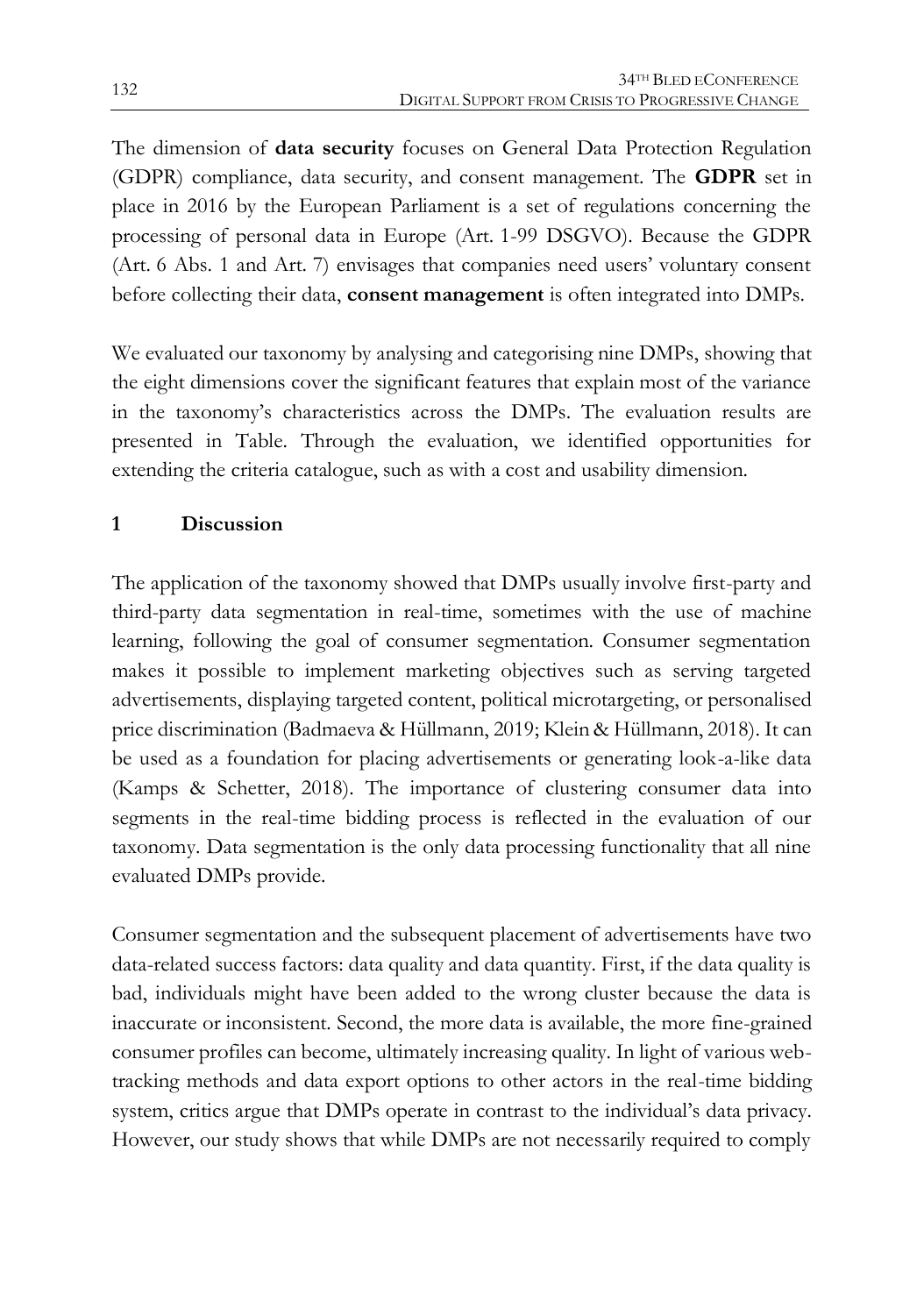The dimension of **data security** focuses on General Data Protection Regulation (GDPR) compliance, data security, and consent management. The **GDPR** set in place in 2016 by the European Parliament is a set of regulations concerning the processing of personal data in Europe (Art. 1-99 DSGVO). Because the GDPR (Art. 6 Abs. 1 and Art. 7) envisages that companies need users' voluntary consent before collecting their data, **consent management** is often integrated into DMPs.

We evaluated our taxonomy by analysing and categorising nine DMPs, showing that the eight dimensions cover the significant features that explain most of the variance in the taxonomy's characteristics across the DMPs. The evaluation results are presented in Table. Through the evaluation, we identified opportunities for extending the criteria catalogue, such as with a cost and usability dimension.

## 1 Discussion

The application of the taxonomy showed that DMPs usually involve first-party and third-party data segmentation in real-time, sometimes with the use of machine learning, following the goal of consumer segmentation. Consumer segmentation makes it possible to implement marketing objectives such as serving targeted advertisements, displaying targeted content, political microtargeting, or personalised price discrimination (Badmaeva & Hüllmann, 2019; Klein & Hüllmann, 2018). It can be used as a foundation for placing advertisements or generating look-a-like data (Kamps & Schetter, 2018). The importance of clustering consumer data into segments in the real-time bidding process is reflected in the evaluation of our taxonomy. Data segmentation is the only data processing functionality that all nine evaluated DMPs provide.

Consumer segmentation and the subsequent placement of advertisements have two data-related success factors: data quality and data quantity. First, if the data quality is bad, individuals might have been added to the wrong cluster because the data is inaccurate or inconsistent. Second, the more data is available, the more fine-grained consumer profiles can become, ultimately increasing quality. In light of various web-tracking methods and data export options to other actors in the real-time bidding system, critics argue that DMPs operate in contrast to the individual's data privacy. However, our study shows that while DMPs are not necessarily required to comply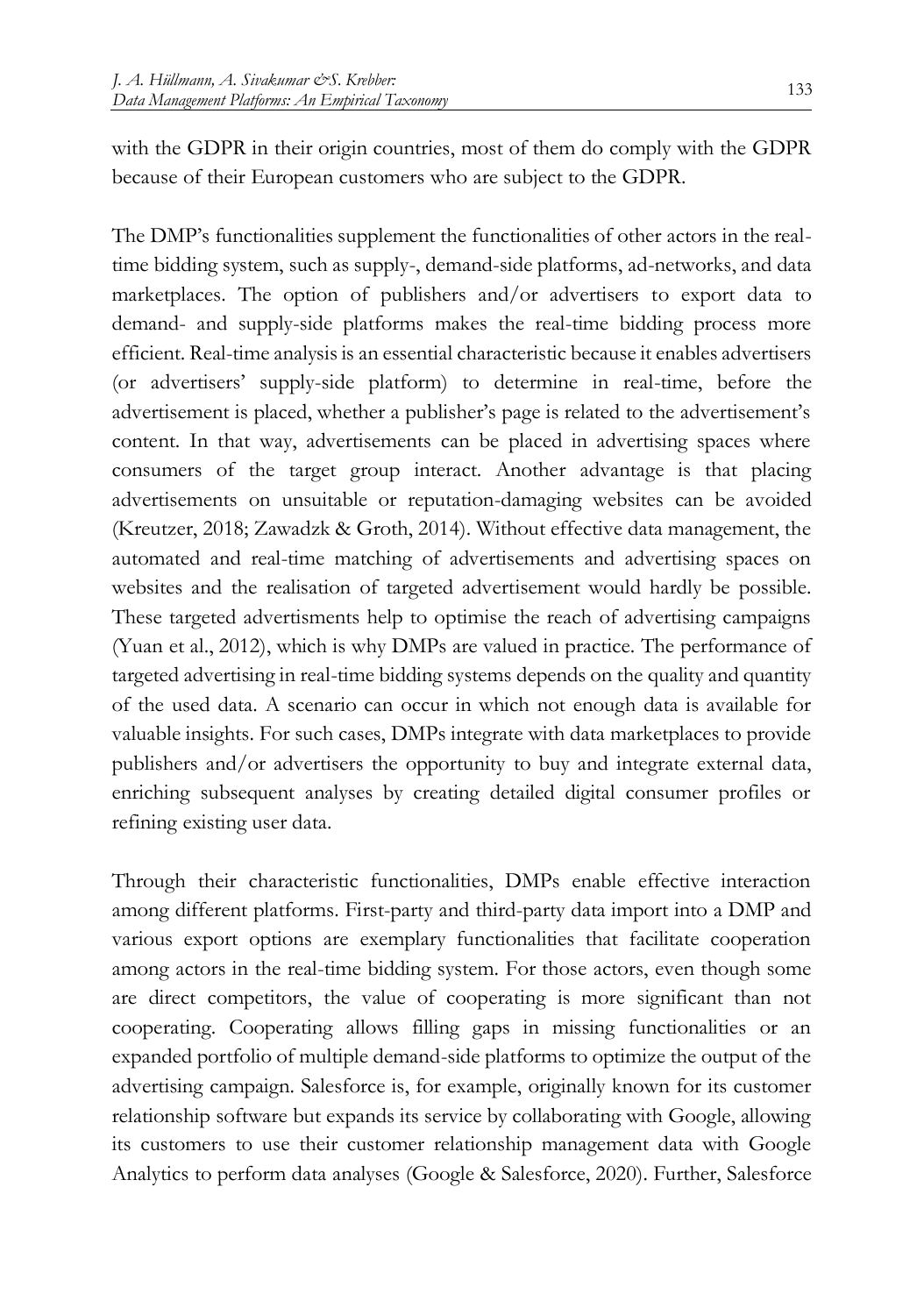with the GDPR in their origin countries, most of them do comply with the GDPR because of their European customers who are subject to the GDPR.

The DMP's functionalities supplement the functionalities of other actors in the real-time bidding system, such as supply-, demand-side platforms, ad-networks, and data marketplaces. The option of publishers and/or advertisers to export data to demand- and supply-side platforms makes the real-time bidding process more efficient. Real-time analysis is an essential characteristic because it enables advertisers (or advertisers' supply-side platform) to determine in real-time, before the advertisement is placed, whether a publisher's page is related to the advertisement's content. In that way, advertisements can be placed in advertising spaces where consumers of the target group interact. Another advantage is that placing advertisements on unsuitable or reputation-damaging websites can be avoided (Kreutzer, 2018; Zawadzk & Groth, 2014). Without effective data management, the automated and real-time matching of advertisements and advertising spaces on websites and the realisation of targeted advertisement would hardly be possible. These targeted advertisments help to optimise the reach of advertising campaigns (Yuan et al., 2012), which is why DMPs are valued in practice. The performance of targeted advertising in real-time bidding systems depends on the quality and quantity of the used data. A scenario can occur in which not enough data is available for valuable insights. For such cases, DMPs integrate with data marketplaces to provide publishers and/or advertisers the opportunity to buy and integrate external data, enriching subsequent analyses by creating detailed digital consumer profiles or refining existing user data.

Through their characteristic functionalities, DMPs enable effective interaction among different platforms. First-party and third-party data import into a DMP and various export options are exemplary functionalities that facilitate cooperation among actors in the real-time bidding system. For those actors, even though some are direct competitors, the value of cooperating is more significant than not cooperating. Cooperating allows filling gaps in missing functionalities or an expanded portfolio of multiple demand-side platforms to optimize the output of the advertising campaign. Salesforce is, for example, originally known for its customer relationship software but expands its service by collaborating with Google, allowing its customers to use their customer relationship management data with Google Analytics to perform data analyses (Google & Salesforce, 2020). Further, Salesforce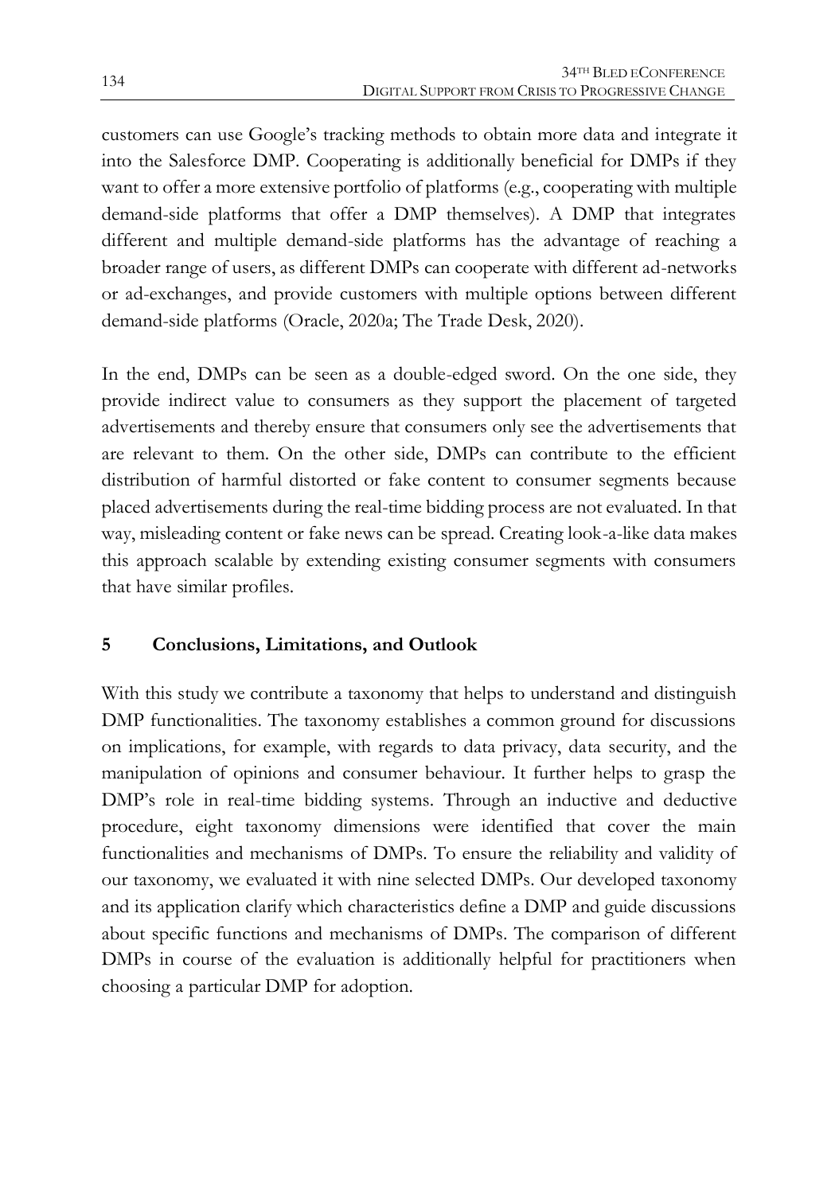customers can use Google's tracking methods to obtain more data and integrate it into the Salesforce DMP. Cooperating is additionally beneficial for DMPs if they want to offer a more extensive portfolio of platforms (e.g., cooperating with multiple demand-side platforms that offer a DMP themselves). A DMP that integrates different and multiple demand-side platforms has the advantage of reaching a broader range of users, as different DMPs can cooperate with different ad-networks or ad-exchanges, and provide customers with multiple options between different demand-side platforms (Oracle, 2020a; The Trade Desk, 2020).

In the end, DMPs can be seen as a double-edged sword. On the one side, they provide indirect value to consumers as they support the placement of targeted advertisements and thereby ensure that consumers only see the advertisements that are relevant to them. On the other side, DMPs can contribute to the efficient distribution of harmful distorted or fake content to consumer segments because placed advertisements during the real-time bidding process are not evaluated. In that way, misleading content or fake news can be spread. Creating look-a-like data makes this approach scalable by extending existing consumer segments with consumers that have similar profiles.

## 5 Conclusions, Limitations, and Outlook

With this study we contribute a taxonomy that helps to understand and distinguish DMP functionalities. The taxonomy establishes a common ground for discussions on implications, for example, with regards to data privacy, data security, and the manipulation of opinions and consumer behaviour. It further helps to grasp the DMP's role in real-time bidding systems. Through an inductive and deductive procedure, eight taxonomy dimensions were identified that cover the main functionalities and mechanisms of DMPs. To ensure the reliability and validity of our taxonomy, we evaluated it with nine selected DMPs. Our developed taxonomy and its application clarify which characteristics define a DMP and guide discussions about specific functions and mechanisms of DMPs. The comparison of different DMPs in course of the evaluation is additionally helpful for practitioners when choosing a particular DMP for adoption.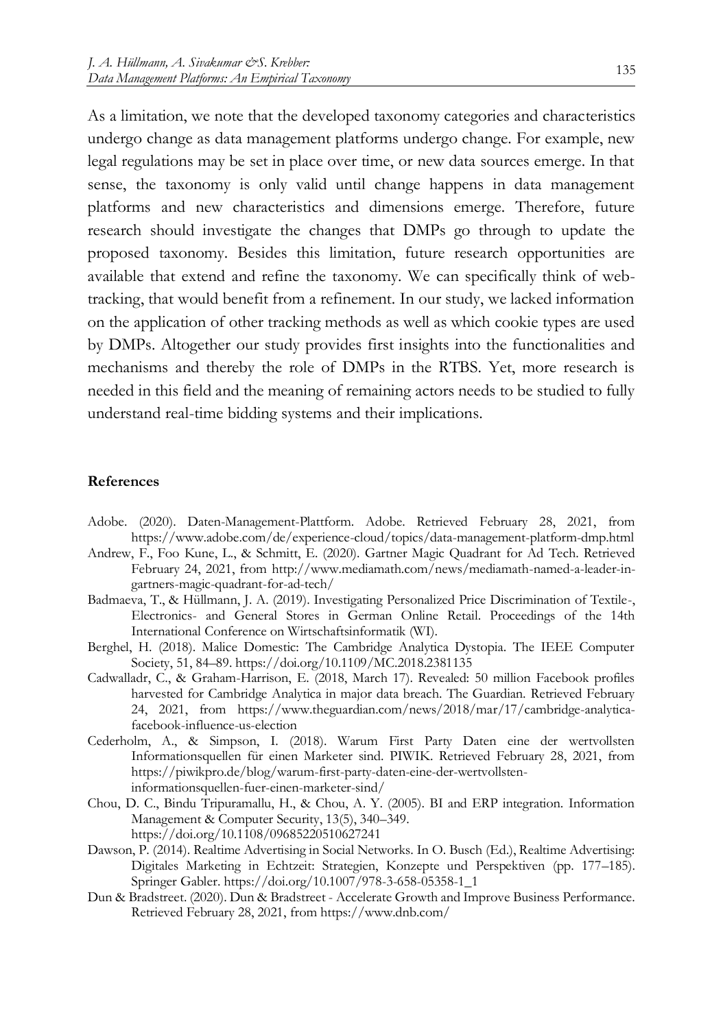As a limitation, we note that the developed taxonomy categories and characteristics undergo change as data management platforms undergo change. For example, new legal regulations may be set in place over time, or new data sources emerge. In that sense, the taxonomy is only valid until change happens in data management platforms and new characteristics and dimensions emerge. Therefore, future research should investigate the changes that DMPs go through to update the proposed taxonomy. Besides this limitation, future research opportunities are available that extend and refine the taxonomy. We can specifically think of web-tracking, that would benefit from a refinement. In our study, we lacked information on the application of other tracking methods as well as which cookie types are used by DMPs. Altogether our study provides first insights into the functionalities and mechanisms and thereby the role of DMPs in the RTBS. Yet, more research is needed in this field and the meaning of remaining actors needs to be studied to fully understand real-time bidding systems and their implications.

**References**

Adobe. (2020). Daten-Management-Plattform. Adobe. Retrieved February 28, 2021, from https://www.adobe.com/de/experience-cloud/topics/data-management-platform-dmp.html

Andrew, F., Foo Kune, L., & Schmitt, E. (2020). Gartner Magic Quadrant for Ad Tech. Retrieved February 24, 2021, from http://www.mediamath.com/news/mediamath-named-a-leader-in-gartners-magic-quadrant-for-ad-tech/

Badmaeva, T., & Hüllmann, J. A. (2019). Investigating Personalized Price Discrimination of Textile-, Electronics- and General Stores in German Online Retail. Proceedings of the 14th International Conference on Wirtschaftsinformatik (WI).

Berghel, H. (2018). Malice Domestic: The Cambridge Analytica Dystopia. The IEEE Computer Society, 51, 84–89. https://doi.org/10.1109/MC.2018.2381135

Cadwalladr, C., & Graham-Harrison, E. (2018, March 17). Revealed: 50 million Facebook profiles harvested for Cambridge Analytica in major data breach. The Guardian. Retrieved February 24, 2021, from https://www.theguardian.com/news/2018/mar/17/cambridge-analytica-facebook-influence-us-election

Cederholm, A., & Simpson, I. (2018). Warum First Party Daten eine der wertvollsten Informationsquellen für einen Marketer sind. PIWIK. Retrieved February 28, 2021, from https://piwikpro.de/blog/warum-first-party-daten-eine-der-wertvollsten-informationsquellen-fuer-einen-marketer-sind/

Chou, D. C., Bindu Tripuramallu, H., & Chou, A. Y. (2005). BI and ERP integration. Information Management & Computer Security, 13(5), 340–349. https://doi.org/10.1108/09685220510627241

Dawson, P. (2014). Realtime Advertising in Social Networks. In O. Busch (Ed.), Realtime Advertising: Digitales Marketing in Echtzeit: Strategien, Konzepte und Perspektiven (pp. 177–185). Springer Gabler. https://doi.org/10.1007/978-3-658-05358-1_1

Dun & Bradstreet. (2020). Dun & Bradstreet - Accelerate Growth and Improve Business Performance. Retrieved February 28, 2021, from https://www.dnb.com/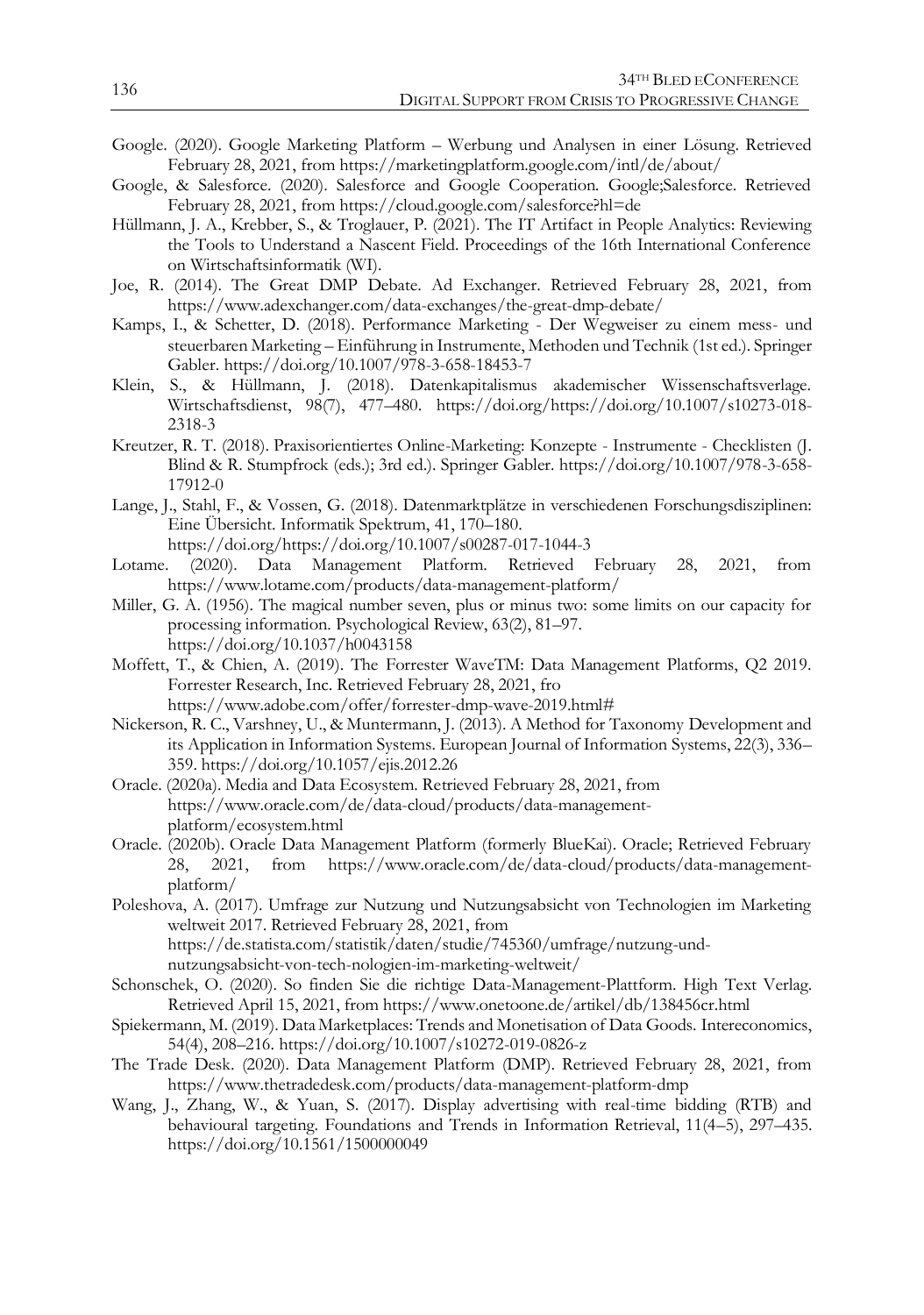Google. (2020). Google Marketing Platform – Werbung und Analysen in einer Lösung. Retrieved February 28, 2021, from https://marketingplatform.google.com/intl/de/about/

Google, & Salesforce. (2020). Salesforce and Google Cooperation. Google;Salesforce. Retrieved February 28, 2021, from https://cloud.google.com/salesforce?hl=de

Hüllmann, J. A., Krebber, S., & Troglauer, P. (2021). The IT Artifact in People Analytics: Reviewing the Tools to Understand a Nascent Field. Proceedings of the 16th International Conference on Wirtschaftsinformatik (WI).

Joe, R. (2014). The Great DMP Debate. Ad Exchanger. Retrieved February 28, 2021, from https://www.adexchanger.com/data-exchanges/the-great-dmp-debate/

Kamps, I., & Schetter, D. (2018). Performance Marketing - Der Wegweiser zu einem mess- und steuerbaren Marketing – Einführung in Instrumente, Methoden und Technik (1st ed.). Springer Gabler. https://doi.org/10.1007/978-3-658-18453-7

Klein, S., & Hüllmann, J. (2018). Datenkapitalismus akademischer Wissenschaftsverlage. Wirtschaftsdienst, 98(7), 477–480. https://doi.org/https://doi.org/10.1007/s10273-018-2318-3

Kreutzer, R. T. (2018). Praxisorientiertes Online-Marketing: Konzepte - Instrumente - Checklisten (J. Blind & R. Stumpfrock (eds.); 3rd ed.). Springer Gabler. https://doi.org/10.1007/978-3-658-17912-0

Lange, J., Stahl, F., & Vossen, G. (2018). Datenmarktplätze in verschiedenen Forschungsdisziplinen: Eine Übersicht. Informatik Spektrum, 41, 170–180. https://doi.org/https://doi.org/10.1007/s00287-017-1044-3

Lotame. (2020). Data Management Platform. Retrieved February 28, 2021, from https://www.lotame.com/products/data-management-platform/

Miller, G. A. (1956). The magical number seven, plus or minus two: some limits on our capacity for processing information. Psychological Review, 63(2), 81–97. https://doi.org/10.1037/h0043158

Moffett, T., & Chien, A. (2019). The Forrester WaveTM: Data Management Platforms, Q2 2019. Forrester Research, Inc. Retrieved February 28, 2021, fro https://www.adobe.com/offer/forrester-dmp-wave-2019.html#

Nickerson, R. C., Varshney, U., & Muntermann, J. (2013). A Method for Taxonomy Development and its Application in Information Systems. European Journal of Information Systems, 22(3), 336–359. https://doi.org/10.1057/ejis.2012.26

Oracle. (2020a). Media and Data Ecosystem. Retrieved February 28, 2021, from https://www.oracle.com/de/data-cloud/products/data-management-platform/ecosystem.html

Oracle. (2020b). Oracle Data Management Platform (formerly BlueKai). Oracle; Retrieved February 28, 2021, from https://www.oracle.com/de/data-cloud/products/data-management-platform/

Poleshova, A. (2017). Umfrage zur Nutzung und Nutzungsabsicht von Technologien im Marketing weltweit 2017. Retrieved February 28, 2021, from https://de.statista.com/statistik/daten/studie/745360/umfrage/nutzung-und-nutzungsabsicht-von-tech-nologien-im-marketing-weltweit/

Schonschek, O. (2020). So finden Sie die richtige Data-Management-Plattform. High Text Verlag. Retrieved April 15, 2021, from https://www.onetoone.de/artikel/db/138456cr.html

Spiekermann, M. (2019). Data Marketplaces: Trends and Monetisation of Data Goods. Intereconomics, 54(4), 208–216. https://doi.org/10.1007/s10272-019-0826-z

The Trade Desk. (2020). Data Management Platform (DMP). Retrieved February 28, 2021, from https://www.thetradedesk.com/products/data-management-platform-dmp

Wang, J., Zhang, W., & Yuan, S. (2017). Display advertising with real-time bidding (RTB) and behavioural targeting. Foundations and Trends in Information Retrieval, 11(4–5), 297–435. https://doi.org/10.1561/1500000049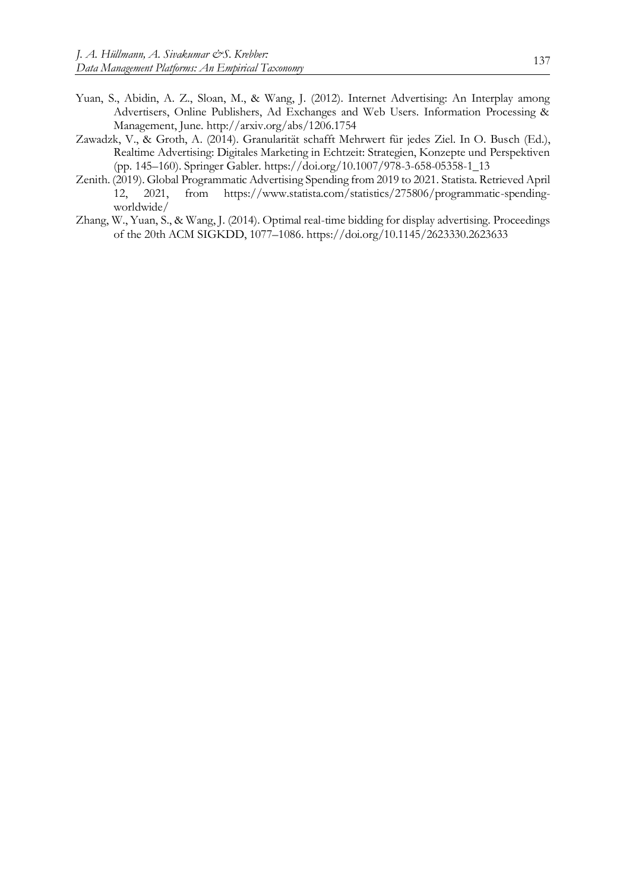Yuan, S., Abidin, A. Z., Sloan, M., & Wang, J. (2012). Internet Advertising: An Interplay among Advertisers, Online Publishers, Ad Exchanges and Web Users. Information Processing & Management, June. http://arxiv.org/abs/1206.1754

Zawadzk, V., & Groth, A. (2014). Granularität schafft Mehrwert für jedes Ziel. In O. Busch (Ed.), Realtime Advertising: Digitales Marketing in Echtzeit: Strategien, Konzepte und Perspektiven (pp. 145–160). Springer Gabler. https://doi.org/10.1007/978-3-658-05358-1_13

Zenith. (2019). Global Programmatic Advertising Spending from 2019 to 2021. Statista. Retrieved April 12, 2021, from https://www.statista.com/statistics/275806/programmatic-spending-worldwide/

Zhang, W., Yuan, S., & Wang, J. (2014). Optimal real-time bidding for display advertising. Proceedings of the 20th ACM SIGKDD, 1077–1086. https://doi.org/10.1145/2623330.2623633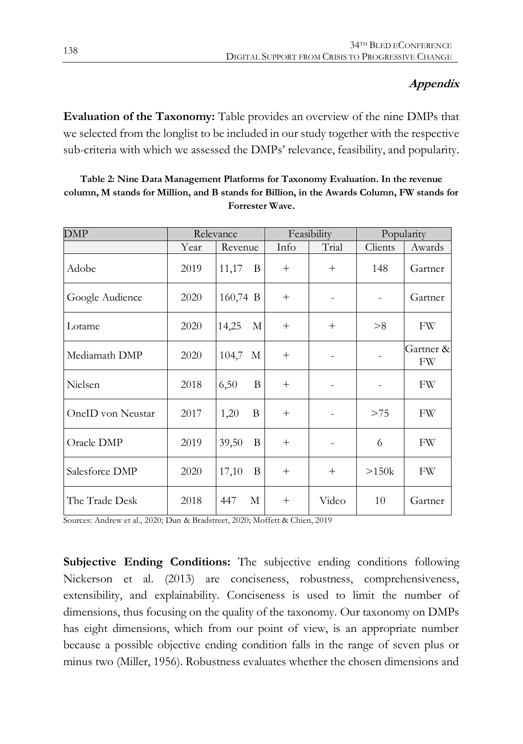## Appendix

**Evaluation of the Taxonomy:** Table provides an overview of the nine DMPs that we selected from the longlist to be included in our study together with the respective sub-criteria with which we assessed the DMPs' relevance, feasibility, and popularity.

**Table 2: Nine Data Management Platforms for Taxonomy Evaluation. In the revenue column, M stands for Million, and B stands for Billion, in the Awards Column, FW stands for Forrester Wave.**

| DMP | Relevance | | Feasibility | | Popularity | |
|---|---|---|---|---|---|---|
| | Year | Revenue | Info | Trial | Clients | Awards |
| Adobe | 2019 | 11,17 B | + | + | 148 | Gartner |
| Google Audience | 2020 | 160,74 B | + | - | - | Gartner |
| Lotame | 2020 | 14,25 M | + | + | >8 | FW |
| Mediamath DMP | 2020 | 104,7 M | + | - | - | Gartner & FW |
| Nielsen | 2018 | 6,50 B | + | - | - | FW |
| OneID von Neustar | 2017 | 1,20 B | + | - | >75 | FW |
| Oracle DMP | 2019 | 39,50 B | + | - | 6 | FW |
| Salesforce DMP | 2020 | 17,10 B | + | + | >150k | FW |
| The Trade Desk | 2018 | 447 M | + | Video | 10 | Gartner |

Sources: Andrew et al., 2020; Dun & Bradstreet, 2020; Moffett & Chien, 2019

**Subjective Ending Conditions:** The subjective ending conditions following Nickerson et al. (2013) are conciseness, robustness, comprehensiveness, extensibility, and explainability. Conciseness is used to limit the number of dimensions, thus focusing on the quality of the taxonomy. Our taxonomy on DMPs has eight dimensions, which from our point of view, is an appropriate number because a possible objective ending condition falls in the range of seven plus or minus two (Miller, 1956). Robustness evaluates whether the chosen dimensions and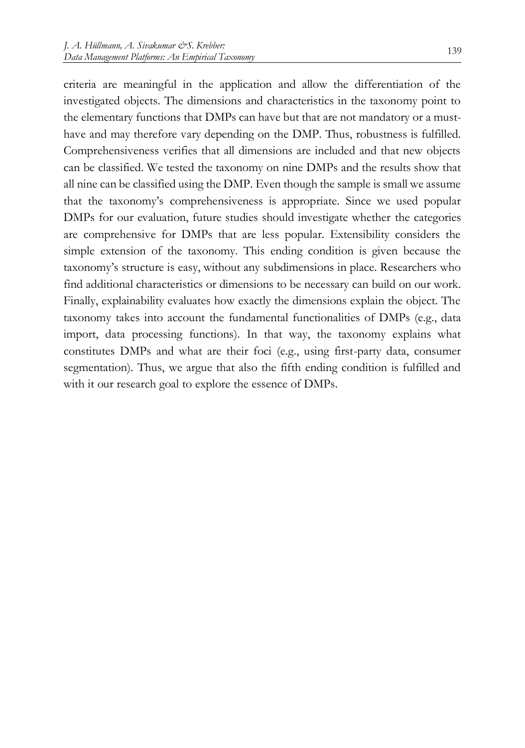criteria are meaningful in the application and allow the differentiation of the investigated objects. The dimensions and characteristics in the taxonomy point to the elementary functions that DMPs can have but that are not mandatory or a must-have and may therefore vary depending on the DMP. Thus, robustness is fulfilled. Comprehensiveness verifies that all dimensions are included and that new objects can be classified. We tested the taxonomy on nine DMPs and the results show that all nine can be classified using the DMP. Even though the sample is small we assume that the taxonomy's comprehensiveness is appropriate. Since we used popular DMPs for our evaluation, future studies should investigate whether the categories are comprehensive for DMPs that are less popular. Extensibility considers the simple extension of the taxonomy. This ending condition is given because the taxonomy's structure is easy, without any subdimensions in place. Researchers who find additional characteristics or dimensions to be necessary can build on our work. Finally, explainability evaluates how exactly the dimensions explain the object. The taxonomy takes into account the fundamental functionalities of DMPs (e.g., data import, data processing functions). In that way, the taxonomy explains what constitutes DMPs and what are their foci (e.g., using first-party data, consumer segmentation). Thus, we argue that also the fifth ending condition is fulfilled and with it our research goal to explore the essence of DMPs.